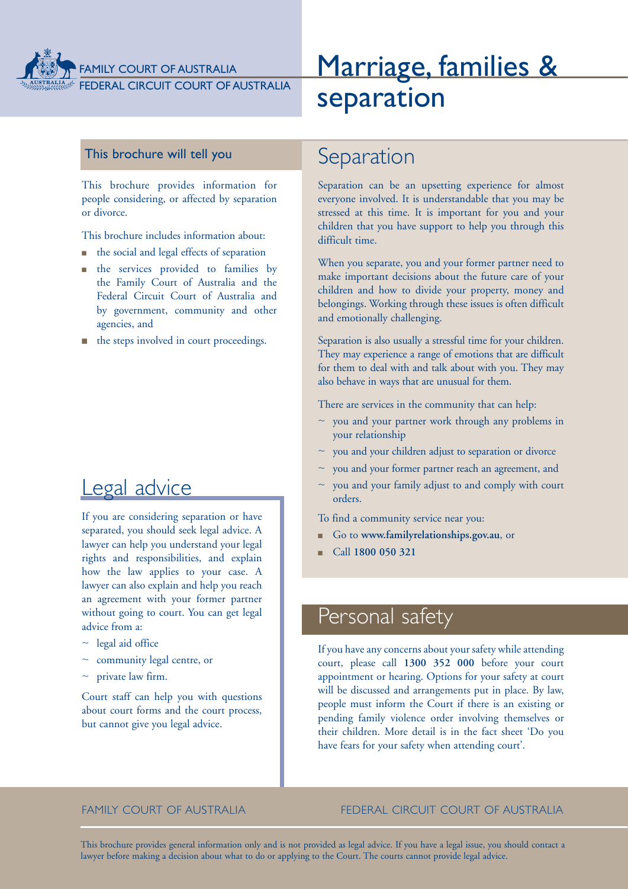FAMILY COURT OF AUSTRALIA
FEDERAL CIRCUIT COURT OF AUSTRALIA

# Marriage, families & separation

### This brochure will tell you

This brochure provides information for people considering, or affected by separation or divorce.

This brochure includes information about:

- the social and legal effects of separation
- the services provided to families by the Family Court of Australia and the Federal Circuit Court of Australia and by government, community and other agencies, and
- the steps involved in court proceedings.

## Legal advice

If you are considering separation or have separated, you should seek legal advice. A lawyer can help you understand your legal rights and responsibilities, and explain how the law applies to your case. A lawyer can also explain and help you reach an agreement with your former partner without going to court. You can get legal advice from a:

- legal aid office
- community legal centre, or
- private law firm.

Court staff can help you with questions about court forms and the court process, but cannot give you legal advice.

## Separation

Separation can be an upsetting experience for almost everyone involved. It is understandable that you may be stressed at this time. It is important for you and your children that you have support to help you through this difficult time.

When you separate, you and your former partner need to make important decisions about the future care of your children and how to divide your property, money and belongings. Working through these issues is often difficult and emotionally challenging.

Separation is also usually a stressful time for your children. They may experience a range of emotions that are difficult for them to deal with and talk about with you. They may also behave in ways that are unusual for them.

There are services in the community that can help:

- you and your partner work through any problems in your relationship
- you and your children adjust to separation or divorce
- you and your former partner reach an agreement, and
- you and your family adjust to and comply with court orders.

To find a community service near you:

- Go to **www.familyrelationships.gov.au**, or
- Call **1800 050 321**

## Personal safety

If you have any concerns about your safety while attending court, please call **1300 352 000** before your court appointment or hearing. Options for your safety at court will be discussed and arrangements put in place. By law, people must inform the Court if there is an existing or pending family violence order involving themselves or their children. More detail is in the fact sheet 'Do you have fears for your safety when attending court'.

This brochure provides general information only and is not provided as legal advice. If you have a legal issue, you should contact a lawyer before making a decision about what to do or applying to the Court. The courts cannot provide legal advice.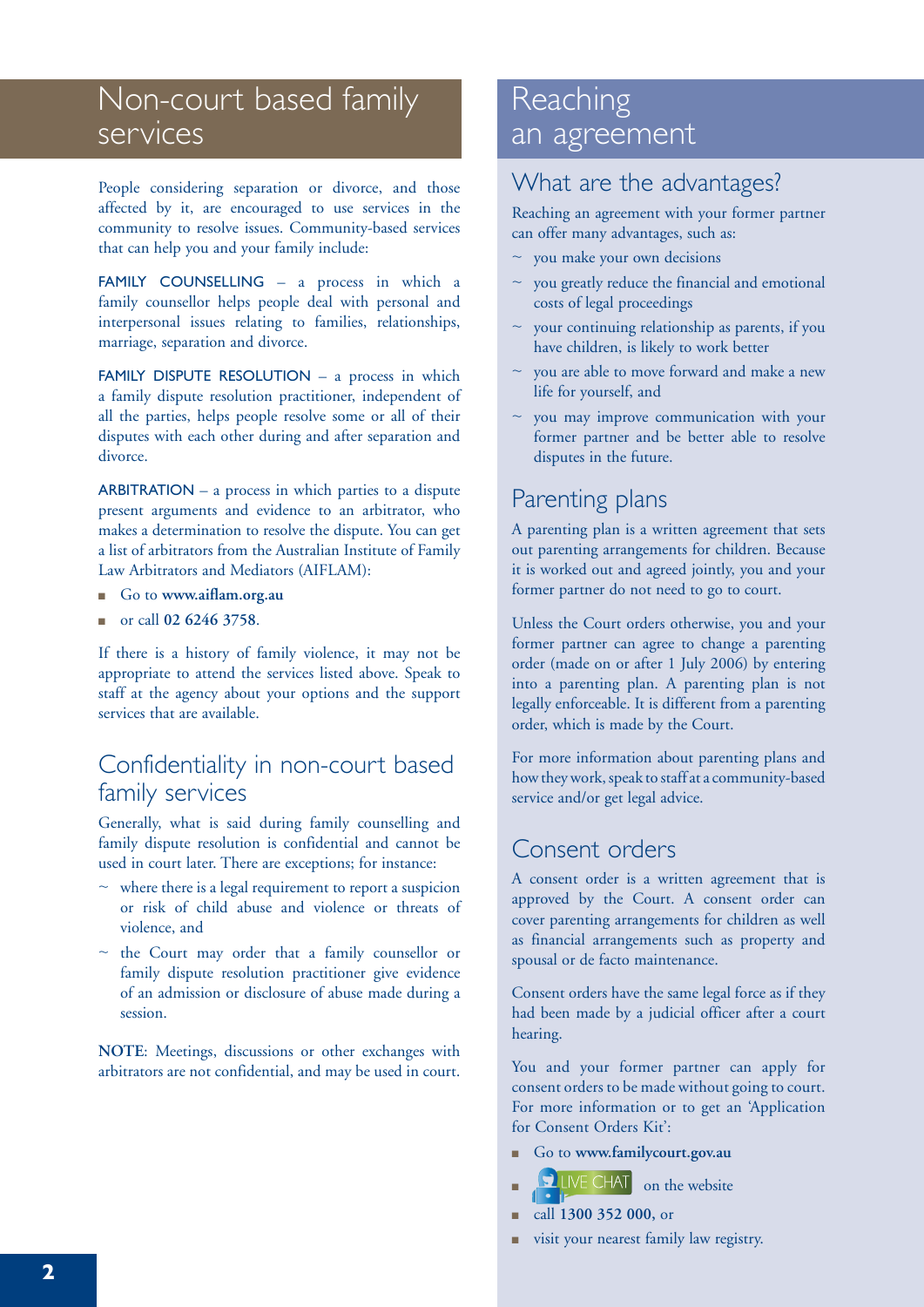# Non-court based family services

People considering separation or divorce, and those affected by it, are encouraged to use services in the community to resolve issues. Community-based services that can help you and your family include:

FAMILY COUNSELLING – a process in which a family counsellor helps people deal with personal and interpersonal issues relating to families, relationships, marriage, separation and divorce.

FAMILY DISPUTE RESOLUTION – a process in which a family dispute resolution practitioner, independent of all the parties, helps people resolve some or all of their disputes with each other during and after separation and divorce.

ARBITRATION – a process in which parties to a dispute present arguments and evidence to an arbitrator, who makes a determination to resolve the dispute. You can get a list of arbitrators from the Australian Institute of Family Law Arbitrators and Mediators (AIFLAM):

- Go to **www.aiflam.org.au**
- or call **02 6246 3758**.

If there is a history of family violence, it may not be appropriate to attend the services listed above. Speak to staff at the agency about your options and the support services that are available.

## Confidentiality in non-court based family services

Generally, what is said during family counselling and family dispute resolution is confidential and cannot be used in court later. There are exceptions; for instance:

- where there is a legal requirement to report a suspicion or risk of child abuse and violence or threats of violence, and
- the Court may order that a family counsellor or family dispute resolution practitioner give evidence of an admission or disclosure of abuse made during a session.

**NOTE**: Meetings, discussions or other exchanges with arbitrators are not confidential, and may be used in court.

# Reaching an agreement

## What are the advantages?

Reaching an agreement with your former partner can offer many advantages, such as:

- you make your own decisions
- you greatly reduce the financial and emotional costs of legal proceedings
- your continuing relationship as parents, if you have children, is likely to work better
- you are able to move forward and make a new life for yourself, and
- you may improve communication with your former partner and be better able to resolve disputes in the future.

## Parenting plans

A parenting plan is a written agreement that sets out parenting arrangements for children. Because it is worked out and agreed jointly, you and your former partner do not need to go to court.

Unless the Court orders otherwise, you and your former partner can agree to change a parenting order (made on or after 1 July 2006) by entering into a parenting plan. A parenting plan is not legally enforceable. It is different from a parenting order, which is made by the Court.

For more information about parenting plans and how they work, speak to staff at a community-based service and/or get legal advice.

## Consent orders

A consent order is a written agreement that is approved by the Court. A consent order can cover parenting arrangements for children as well as financial arrangements such as property and spousal or de facto maintenance.

Consent orders have the same legal force as if they had been made by a judicial officer after a court hearing.

You and your former partner can apply for consent orders to be made without going to court. For more information or to get an 'Application for Consent Orders Kit':

- Go to **www.familycourt.gov.au**
- LIVE CHAT on the website
- call **1300 352 000**, or
- visit your nearest family law registry.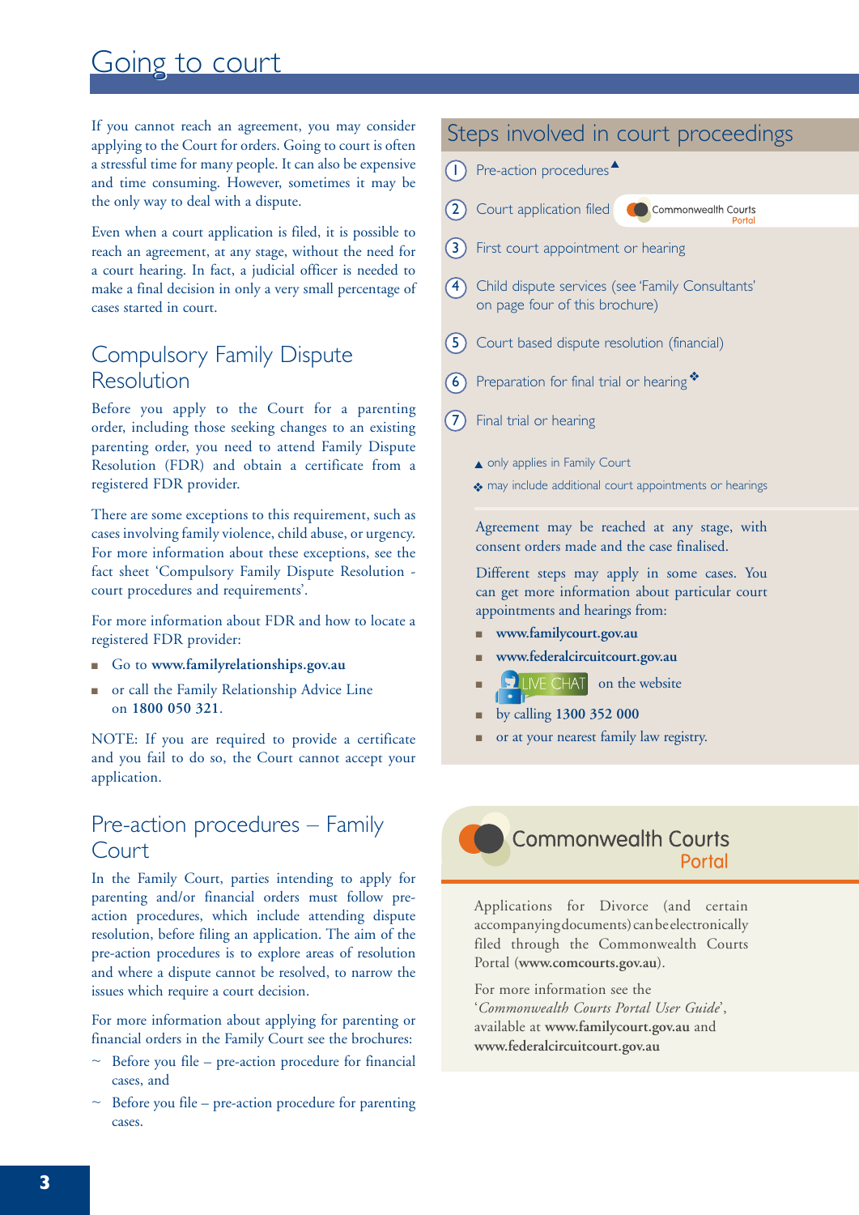# Going to court

If you cannot reach an agreement, you may consider applying to the Court for orders. Going to court is often a stressful time for many people. It can also be expensive and time consuming. However, sometimes it may be the only way to deal with a dispute.

Even when a court application is filed, it is possible to reach an agreement, at any stage, without the need for a court hearing. In fact, a judicial officer is needed to make a final decision in only a very small percentage of cases started in court.

## Compulsory Family Dispute Resolution

Before you apply to the Court for a parenting order, including those seeking changes to an existing parenting order, you need to attend Family Dispute Resolution (FDR) and obtain a certificate from a registered FDR provider.

There are some exceptions to this requirement, such as cases involving family violence, child abuse, or urgency. For more information about these exceptions, see the fact sheet 'Compulsory Family Dispute Resolution - court procedures and requirements'.

For more information about FDR and how to locate a registered FDR provider:

- Go to **www.familyrelationships.gov.au**
- or call the Family Relationship Advice Line on **1800 050 321**.

NOTE: If you are required to provide a certificate and you fail to do so, the Court cannot accept your application.

## Pre-action procedures – Family Court

In the Family Court, parties intending to apply for parenting and/or financial orders must follow pre-action procedures, which include attending dispute resolution, before filing an application. The aim of the pre-action procedures is to explore areas of resolution and where a dispute cannot be resolved, to narrow the issues which require a court decision.

For more information about applying for parenting or financial orders in the Family Court see the brochures:

- Before you file – pre-action procedure for financial cases, and
- Before you file – pre-action procedure for parenting cases.

## Steps involved in court proceedings

1. Pre-action procedures ▲
2. Court application filed (Commonwealth Courts Portal)
3. First court appointment or hearing
4. Child dispute services (see 'Family Consultants' on page four of this brochure)
5. Court based dispute resolution (financial)
6. Preparation for final trial or hearing ❖
7. Final trial or hearing

▲ only applies in Family Court

❖ may include additional court appointments or hearings

Agreement may be reached at any stage, with consent orders made and the case finalised.

Different steps may apply in some cases. You can get more information about particular court appointments and hearings from:

- **www.familycourt.gov.au**
- **www.federalcircuitcourt.gov.au**
- LIVE CHAT on the website
- by calling **1300 352 000**
- or at your nearest family law registry.

## Commonwealth Courts Portal

Applications for Divorce (and certain accompanying documents) can be electronically filed through the Commonwealth Courts Portal (**www.comcourts.gov.au**).

For more information see the '*Commonwealth Courts Portal User Guide*', available at **www.familycourt.gov.au** and **www.federalcircuitcourt.gov.au**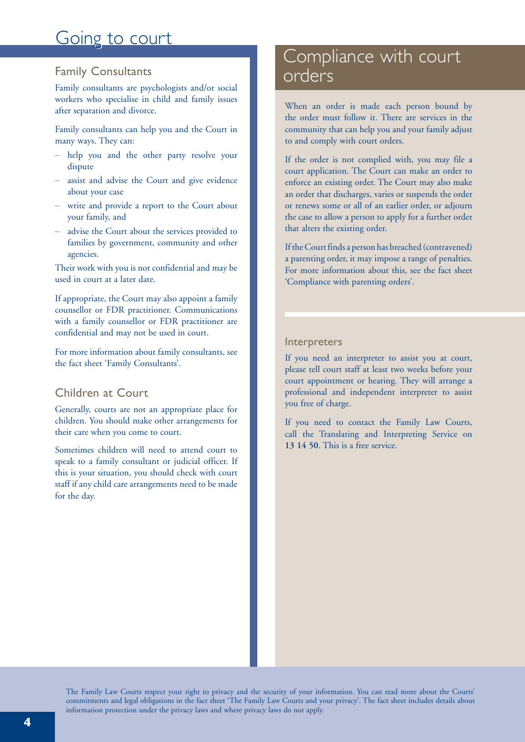# Going to court

## Family Consultants

Family consultants are psychologists and/or social workers who specialise in child and family issues after separation and divorce.

Family consultants can help you and the Court in many ways. They can:

- help you and the other party resolve your dispute
- assist and advise the Court and give evidence about your case
- write and provide a report to the Court about your family, and
- advise the Court about the services provided to families by government, community and other agencies.

Their work with you is not confidential and may be used in court at a later date.

If appropriate, the Court may also appoint a family counsellor or FDR practitioner. Communications with a family counsellor or FDR practitioner are confidential and may not be used in court.

For more information about family consultants, see the fact sheet 'Family Consultants'.

## Children at Court

Generally, courts are not an appropriate place for children. You should make other arrangements for their care when you come to court.

Sometimes children will need to attend court to speak to a family consultant or judicial officer. If this is your situation, you should check with court staff if any child care arrangements need to be made for the day.

# Compliance with court orders

When an order is made each person bound by the order must follow it. There are services in the community that can help you and your family adjust to and comply with court orders.

If the order is not complied with, you may file a court application. The Court can make an order to enforce an existing order. The Court may also make an order that discharges, varies or suspends the order or renews some or all of an earlier order, or adjourn the case to allow a person to apply for a further order that alters the existing order.

If the Court finds a person has breached (contravened) a parenting order, it may impose a range of penalties. For more information about this, see the fact sheet 'Compliance with parenting orders'.

## Interpreters

If you need an interpreter to assist you at court, please tell court staff at least two weeks before your court appointment or hearing. They will arrange a professional and independent interpreter to assist you free of charge.

If you need to contact the Family Law Courts, call the Translating and Interpreting Service on **13 14 50**. This is a free service.

The Family Law Courts respect your right to privacy and the security of your information. You can read more about the Courts' commitments and legal obligations in the fact sheet 'The Family Law Courts and your privacy'. The fact sheet includes details about information protection under the privacy laws and where privacy laws do not apply.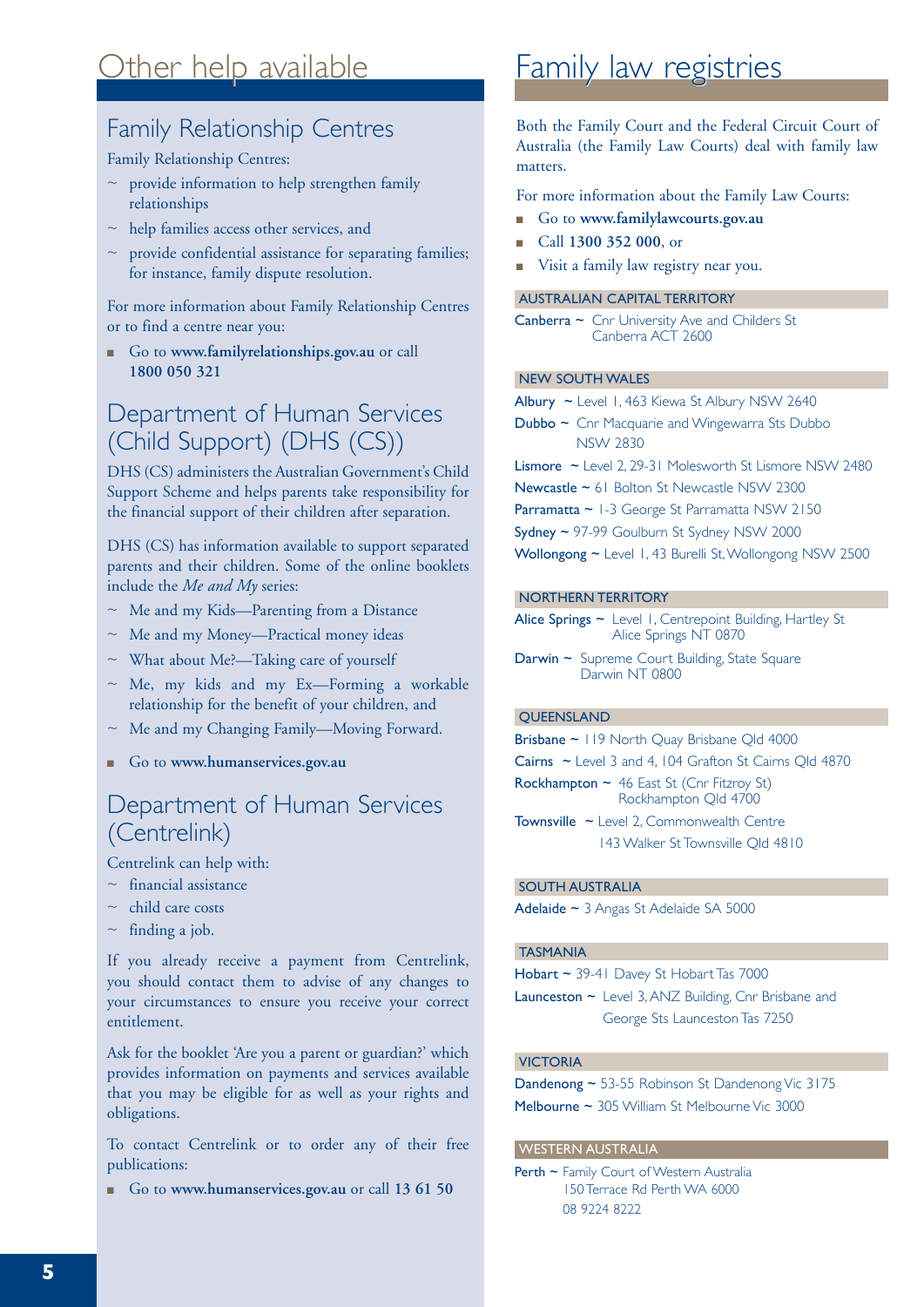# Other help available

## Family Relationship Centres

Family Relationship Centres:

- ~ provide information to help strengthen family relationships
- ~ help families access other services, and
- ~ provide confidential assistance for separating families; for instance, family dispute resolution.

For more information about Family Relationship Centres or to find a centre near you:

- Go to **www.familyrelationships.gov.au** or call **1800 050 321**

## Department of Human Services (Child Support) (DHS (CS))

DHS (CS) administers the Australian Government's Child Support Scheme and helps parents take responsibility for the financial support of their children after separation.

DHS (CS) has information available to support separated parents and their children. Some of the online booklets include the *Me and My* series:

- ~ Me and my Kids—Parenting from a Distance
- ~ Me and my Money—Practical money ideas
- ~ What about Me?—Taking care of yourself
- ~ Me, my kids and my Ex—Forming a workable relationship for the benefit of your children, and
- ~ Me and my Changing Family—Moving Forward.

- Go to **www.humanservices.gov.au**

## Department of Human Services (Centrelink)

Centrelink can help with:

- ~ financial assistance
- ~ child care costs
- ~ finding a job.

If you already receive a payment from Centrelink, you should contact them to advise of any changes to your circumstances to ensure you receive your correct entitlement.

Ask for the booklet 'Are you a parent or guardian?' which provides information on payments and services available that you may be eligible for as well as your rights and obligations.

To contact Centrelink or to order any of their free publications:

- Go to **www.humanservices.gov.au** or call **13 61 50**

# Family law registries

Both the Family Court and the Federal Circuit Court of Australia (the Family Law Courts) deal with family law matters.

For more information about the Family Law Courts:

- Go to **www.familylawcourts.gov.au**
- Call **1300 352 000**, or
- Visit a family law registry near you.

### AUSTRALIAN CAPITAL TERRITORY

**Canberra** ~ Cnr University Ave and Childers St Canberra ACT 2600

### NEW SOUTH WALES

**Albury** ~ Level 1, 463 Kiewa St Albury NSW 2640

**Dubbo** ~ Cnr Macquarie and Wingewarra Sts Dubbo NSW 2830

**Lismore** ~ Level 2, 29-31 Molesworth St Lismore NSW 2480

**Newcastle** ~ 61 Bolton St Newcastle NSW 2300

**Parramatta** ~ 1-3 George St Parramatta NSW 2150

**Sydney** ~ 97-99 Goulburn St Sydney NSW 2000

**Wollongong** ~ Level 1, 43 Burelli St, Wollongong NSW 2500

### NORTHERN TERRITORY

**Alice Springs** ~ Level 1, Centrepoint Building, Hartley St Alice Springs NT 0870

**Darwin** ~ Supreme Court Building, State Square Darwin NT 0800

### QUEENSLAND

**Brisbane** ~ 119 North Quay Brisbane Qld 4000

**Cairns** ~ Level 3 and 4, 104 Grafton St Cairns Qld 4870

**Rockhampton** ~ 46 East St (Cnr Fitzroy St) Rockhampton Qld 4700

**Townsville** ~ Level 2, Commonwealth Centre 143 Walker St Townsville Qld 4810

### SOUTH AUSTRALIA

**Adelaide** ~ 3 Angas St Adelaide SA 5000

### TASMANIA

**Hobart** ~ 39-41 Davey St Hobart Tas 7000

**Launceston** ~ Level 3, ANZ Building, Cnr Brisbane and George Sts Launceston Tas 7250

### VICTORIA

**Dandenong** ~ 53-55 Robinson St Dandenong Vic 3175

**Melbourne** ~ 305 William St Melbourne Vic 3000

### WESTERN AUSTRALIA

**Perth** ~ Family Court of Western Australia 150 Terrace Rd Perth WA 6000 08 9224 8222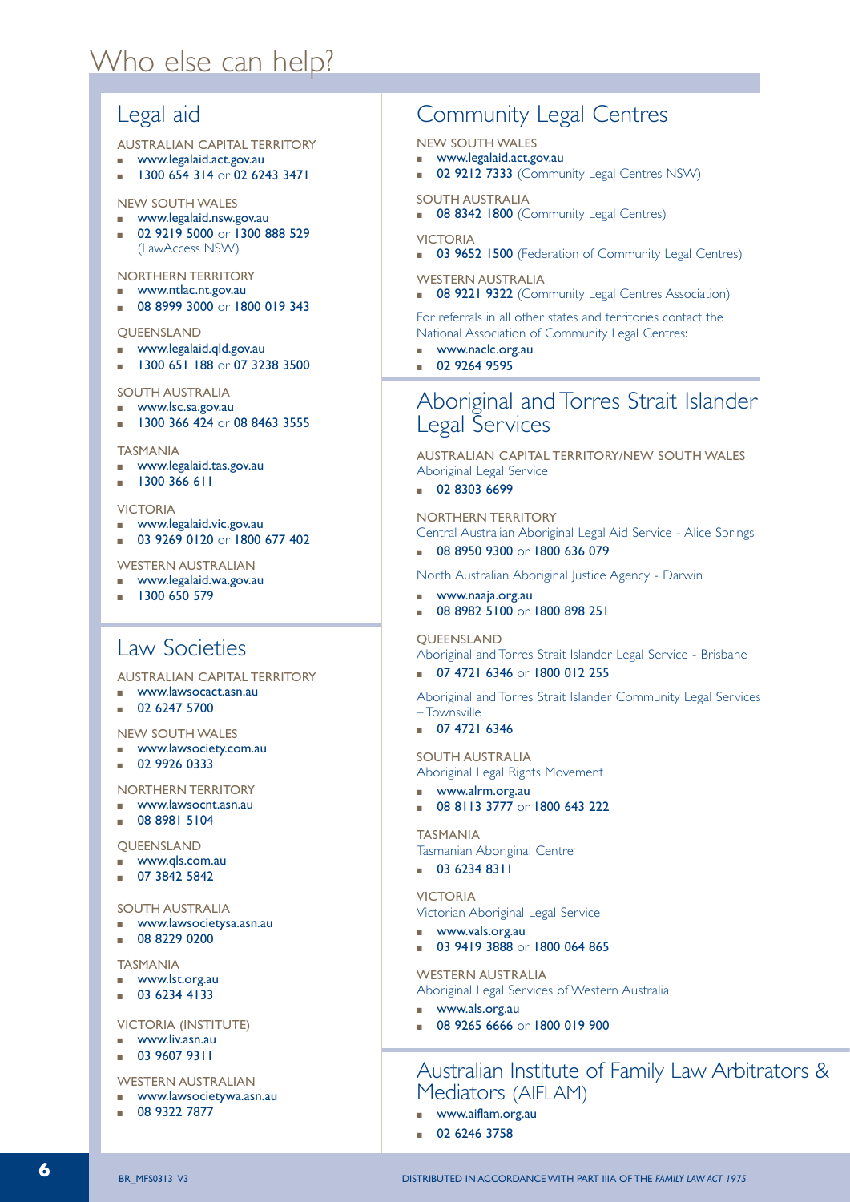# Who else can help?

## Legal aid

AUSTRALIAN CAPITAL TERRITORY

- www.legalaid.act.gov.au
- 1300 654 314 or 02 6243 3471

NEW SOUTH WALES

- www.legalaid.nsw.gov.au
- 02 9219 5000 or 1300 888 529 (LawAccess NSW)

NORTHERN TERRITORY

- www.ntlac.nt.gov.au
- 08 8999 3000 or 1800 019 343

QUEENSLAND

- www.legalaid.qld.gov.au
- 1300 651 188 or 07 3238 3500

SOUTH AUSTRALIA

- www.lsc.sa.gov.au
- 1300 366 424 or 08 8463 3555

TASMANIA

- www.legalaid.tas.gov.au
- 1300 366 611

VICTORIA

- www.legalaid.vic.gov.au
- 03 9269 0120 or 1800 677 402

WESTERN AUSTRALIAN

- www.legalaid.wa.gov.au
- 1300 650 579

## Law Societies

AUSTRALIAN CAPITAL TERRITORY

- www.lawsocact.asn.au
- 02 6247 5700

NEW SOUTH WALES

- www.lawsociety.com.au
- 02 9926 0333

NORTHERN TERRITORY

- www.lawsocnt.asn.au
- 08 8981 5104

QUEENSLAND

- www.qls.com.au
- 07 3842 5842

SOUTH AUSTRALIA

- www.lawsocietysa.asn.au
- 08 8229 0200

TASMANIA

- www.lst.org.au
- 03 6234 4133

VICTORIA (INSTITUTE)

- www.liv.asn.au
- 03 9607 9311

WESTERN AUSTRALIAN

- www.lawsocietywa.asn.au
- 08 9322 7877

## Community Legal Centres

NEW SOUTH WALES

- www.legalaid.act.gov.au
- 02 9212 7333 (Community Legal Centres NSW)

SOUTH AUSTRALIA

- 08 8342 1800 (Community Legal Centres)

VICTORIA

- 03 9652 1500 (Federation of Community Legal Centres)

WESTERN AUSTRALIA

- 08 9221 9322 (Community Legal Centres Association)

For referrals in all other states and territories contact the National Association of Community Legal Centres:

- www.naclc.org.au
- 02 9264 9595

## Aboriginal and Torres Strait Islander Legal Services

AUSTRALIAN CAPITAL TERRITORY/NEW SOUTH WALES

Aboriginal Legal Service

- 02 8303 6699

NORTHERN TERRITORY

Central Australian Aboriginal Legal Aid Service - Alice Springs

- 08 8950 9300 or 1800 636 079

North Australian Aboriginal Justice Agency - Darwin

- www.naaja.org.au
- 08 8982 5100 or 1800 898 251

QUEENSLAND

Aboriginal and Torres Strait Islander Legal Service - Brisbane

- 07 4721 6346 or 1800 012 255

Aboriginal and Torres Strait Islander Community Legal Services – Townsville

- 07 4721 6346

SOUTH AUSTRALIA

Aboriginal Legal Rights Movement

- www.alrm.org.au
- 08 8113 3777 or 1800 643 222

TASMANIA

Tasmanian Aboriginal Centre

- 03 6234 8311

VICTORIA

Victorian Aboriginal Legal Service

- www.vals.org.au
- 03 9419 3888 or 1800 064 865

WESTERN AUSTRALIA

Aboriginal Legal Services of Western Australia

- www.als.org.au
- 08 9265 6666 or 1800 019 900

## Australian Institute of Family Law Arbitrators & Mediators (AIFLAM)

- www.aiflam.org.au
- 02 6246 3758

BR_MFS0313 V3

DISTRIBUTED IN ACCORDANCE WITH PART IIIA OF THE *FAMILY LAW ACT 1975*